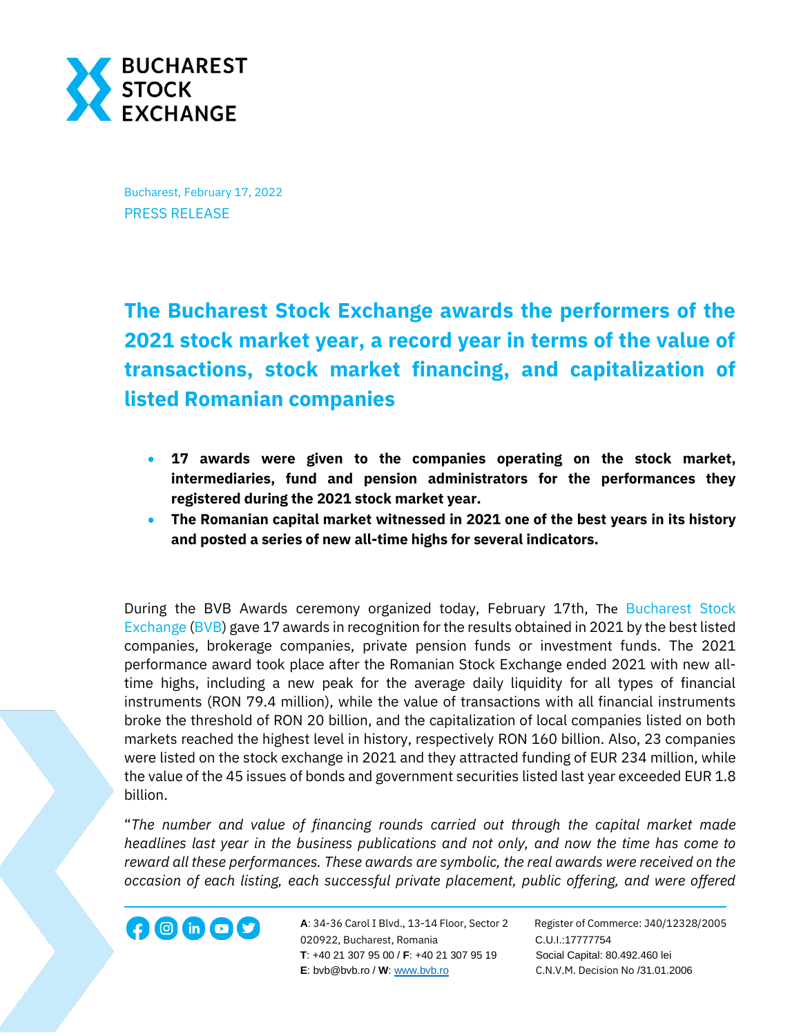Bucharest, February 17, 2022

PRESS RELEASE

# The Bucharest Stock Exchange awards the performers of the 2021 stock market year, a record year in terms of the value of transactions, stock market financing, and capitalization of listed Romanian companies

- **17 awards were given to the companies operating on the stock market, intermediaries, fund and pension administrators for the performances they registered during the 2021 stock market year.**
- **The Romanian capital market witnessed in 2021 one of the best years in its history and posted a series of new all-time highs for several indicators.**

During the BVB Awards ceremony organized today, February 17th, The Bucharest Stock Exchange (BVB) gave 17 awards in recognition for the results obtained in 2021 by the best listed companies, brokerage companies, private pension funds or investment funds. The 2021 performance award took place after the Romanian Stock Exchange ended 2021 with new all-time highs, including a new peak for the average daily liquidity for all types of financial instruments (RON 79.4 million), while the value of transactions with all financial instruments broke the threshold of RON 20 billion, and the capitalization of local companies listed on both markets reached the highest level in history, respectively RON 160 billion. Also, 23 companies were listed on the stock exchange in 2021 and they attracted funding of EUR 234 million, while the value of the 45 issues of bonds and government securities listed last year exceeded EUR 1.8 billion.

"*The number and value of financing rounds carried out through the capital market made headlines last year in the business publications and not only, and now the time has come to reward all these performances. These awards are symbolic, the real awards were received on the occasion of each listing, each successful private placement, public offering, and were offered*

**A**: 34-36 Carol I Blvd., 13-14 Floor, Sector 2 020922, Bucharest, Romania
**T**: +40 21 307 95 00 / **F**: +40 21 307 95 19
**E**: bvb@bvb.ro / **W**: www.bvb.ro

Register of Commerce: J40/12328/2005
C.U.I.:17777754
Social Capital: 80.492.460 lei
C.N.V.M. Decision No /31.01.2006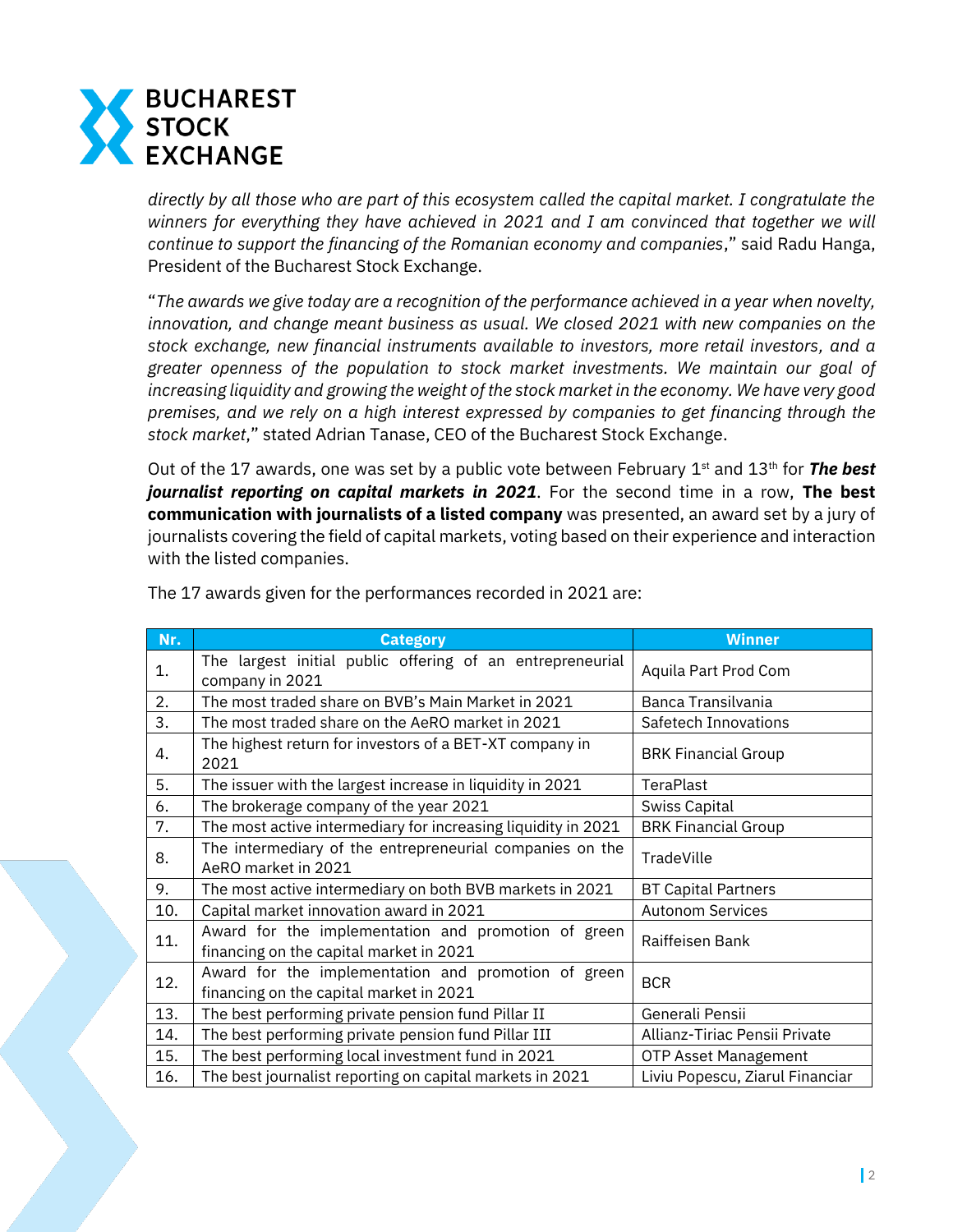*directly by all those who are part of this ecosystem called the capital market. I congratulate the winners for everything they have achieved in 2021 and I am convinced that together we will continue to support the financing of the Romanian economy and companies*," said Radu Hanga, President of the Bucharest Stock Exchange.

"*The awards we give today are a recognition of the performance achieved in a year when novelty, innovation, and change meant business as usual. We closed 2021 with new companies on the stock exchange, new financial instruments available to investors, more retail investors, and a greater openness of the population to stock market investments. We maintain our goal of increasing liquidity and growing the weight of the stock market in the economy. We have very good premises, and we rely on a high interest expressed by companies to get financing through the stock market*," stated Adrian Tanase, CEO of the Bucharest Stock Exchange.

Out of the 17 awards, one was set by a public vote between February 1st and 13th for ***The best journalist reporting on capital markets in 2021***. For the second time in a row, **The best communication with journalists of a listed company** was presented, an award set by a jury of journalists covering the field of capital markets, voting based on their experience and interaction with the listed companies.

The 17 awards given for the performances recorded in 2021 are:

| Nr. | Category | Winner |
|---|---|---|
| 1. | The largest initial public offering of an entrepreneurial company in 2021 | Aquila Part Prod Com |
| 2. | The most traded share on BVB's Main Market in 2021 | Banca Transilvania |
| 3. | The most traded share on the AeRO market in 2021 | Safetech Innovations |
| 4. | The highest return for investors of a BET-XT company in 2021 | BRK Financial Group |
| 5. | The issuer with the largest increase in liquidity in 2021 | TeraPlast |
| 6. | The brokerage company of the year 2021 | Swiss Capital |
| 7. | The most active intermediary for increasing liquidity in 2021 | BRK Financial Group |
| 8. | The intermediary of the entrepreneurial companies on the AeRO market in 2021 | TradeVille |
| 9. | The most active intermediary on both BVB markets in 2021 | BT Capital Partners |
| 10. | Capital market innovation award in 2021 | Autonom Services |
| 11. | Award for the implementation and promotion of green financing on the capital market in 2021 | Raiffeisen Bank |
| 12. | Award for the implementation and promotion of green financing on the capital market in 2021 | BCR |
| 13. | The best performing private pension fund Pillar II | Generali Pensii |
| 14. | The best performing private pension fund Pillar III | Allianz-Tiriac Pensii Private |
| 15. | The best performing local investment fund in 2021 | OTP Asset Management |
| 16. | The best journalist reporting on capital markets in 2021 | Liviu Popescu, Ziarul Financiar |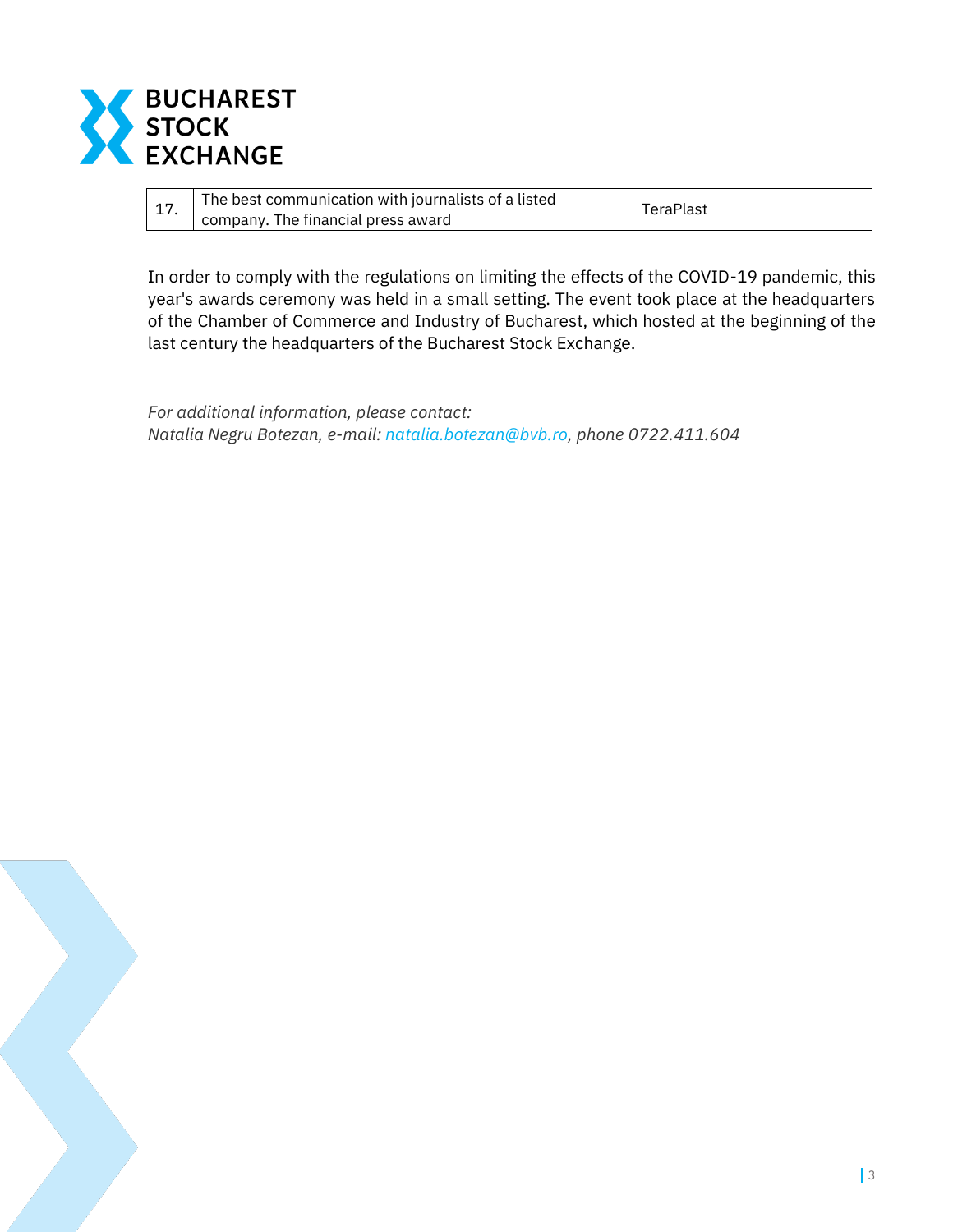| | | |
|---|---|---|
| 17. | The best communication with journalists of a listed company. The financial press award | TeraPlast |

In order to comply with the regulations on limiting the effects of the COVID-19 pandemic, this year's awards ceremony was held in a small setting. The event took place at the headquarters of the Chamber of Commerce and Industry of Bucharest, which hosted at the beginning of the last century the headquarters of the Bucharest Stock Exchange.

*For additional information, please contact:*
*Natalia Negru Botezan, e-mail: natalia.botezan@bvb.ro, phone 0722.411.604*